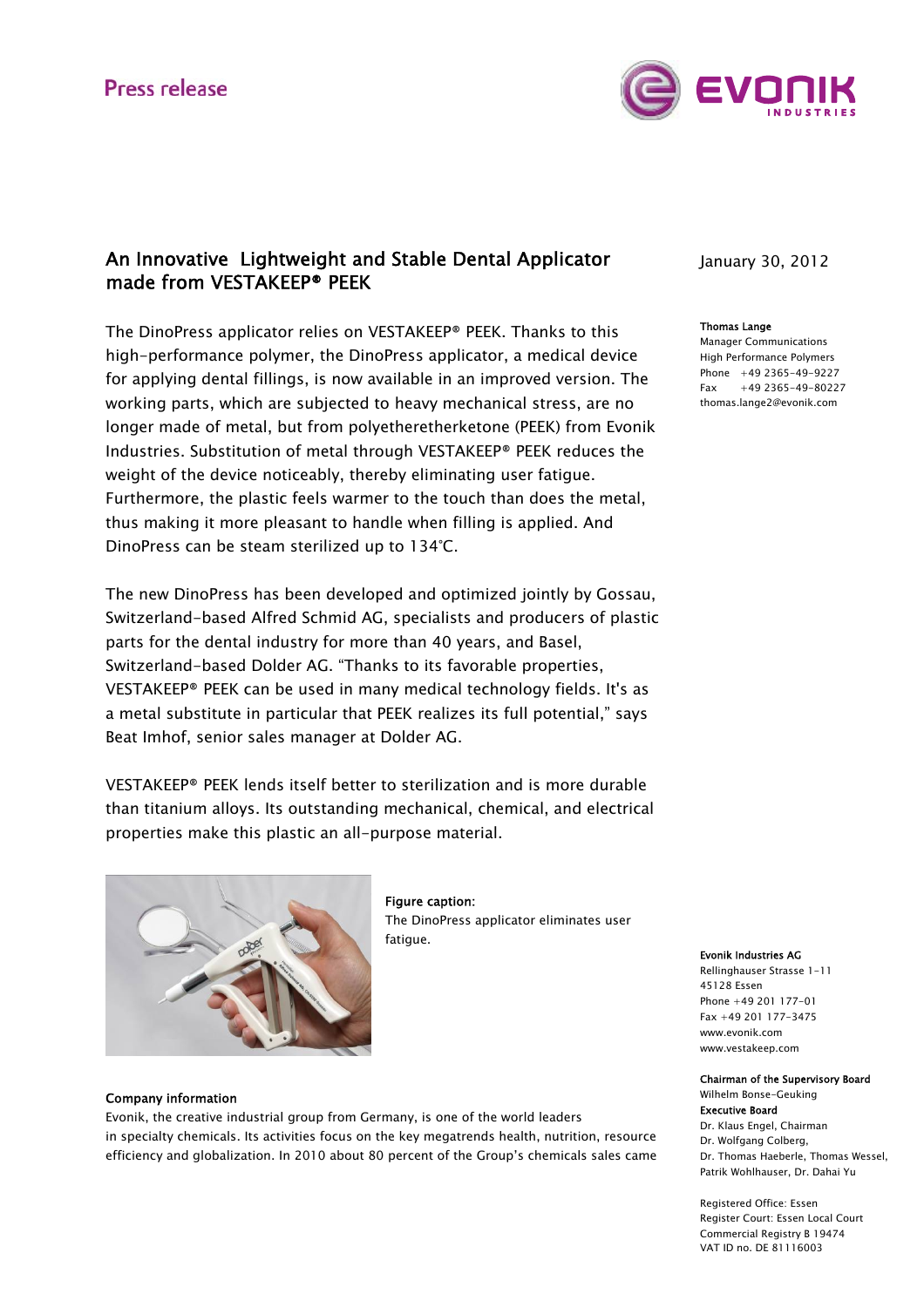Press release

# An Innovative Lightweight and Stable Dental Applicator made from VESTAKEEP® PEEK

January 30, 2012

**Thomas Lange**
Manager Communications
High Performance Polymers
Phone +49 2365-49-9227
Fax +49 2365-49-80227
thomas.lange2@evonik.com

The DinoPress applicator relies on VESTAKEEP® PEEK. Thanks to this high-performance polymer, the DinoPress applicator, a medical device for applying dental fillings, is now available in an improved version. The working parts, which are subjected to heavy mechanical stress, are no longer made of metal, but from polyetheretherketone (PEEK) from Evonik Industries. Substitution of metal through VESTAKEEP® PEEK reduces the weight of the device noticeably, thereby eliminating user fatigue. Furthermore, the plastic feels warmer to the touch than does the metal, thus making it more pleasant to handle when filling is applied. And DinoPress can be steam sterilized up to 134°C.

The new DinoPress has been developed and optimized jointly by Gossau, Switzerland-based Alfred Schmid AG, specialists and producers of plastic parts for the dental industry for more than 40 years, and Basel, Switzerland-based Dolder AG. "Thanks to its favorable properties, VESTAKEEP® PEEK can be used in many medical technology fields. It's as a metal substitute in particular that PEEK realizes its full potential," says Beat Imhof, senior sales manager at Dolder AG.

VESTAKEEP® PEEK lends itself better to sterilization and is more durable than titanium alloys. Its outstanding mechanical, chemical, and electrical properties make this plastic an all-purpose material.

**Figure caption:**
The DinoPress applicator eliminates user fatigue.

**Company information**
Evonik, the creative industrial group from Germany, is one of the world leaders in specialty chemicals. Its activities focus on the key megatrends health, nutrition, resource efficiency and globalization. In 2010 about 80 percent of the Group's chemicals sales came

**Evonik Industries AG**
Rellinghauser Strasse 1-11
45128 Essen
Phone +49 201 177-01
Fax +49 201 177-3475
www.evonik.com
www.vestakeep.com

**Chairman of the Supervisory Board**
Wilhelm Bonse-Geuking
**Executive Board**
Dr. Klaus Engel, Chairman
Dr. Wolfgang Colberg,
Dr. Thomas Haeberle, Thomas Wessel,
Patrik Wohlhauser, Dr. Dahai Yu

Registered Office: Essen
Register Court: Essen Local Court
Commercial Registry B 19474
VAT ID no. DE 81116003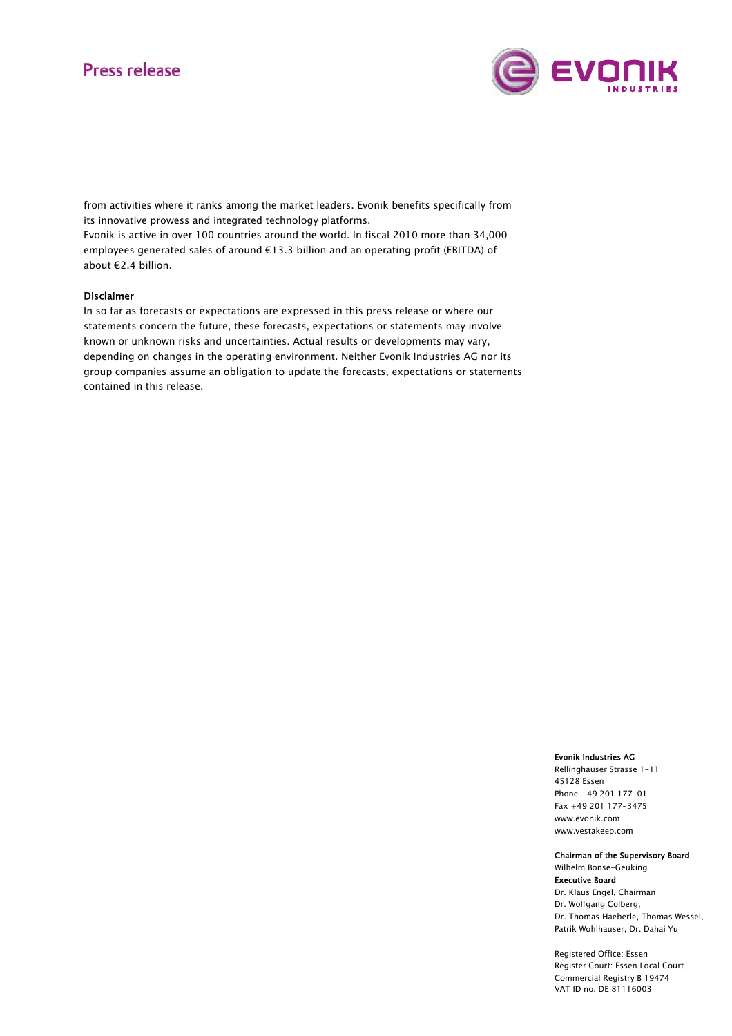from activities where it ranks among the market leaders. Evonik benefits specifically from its innovative prowess and integrated technology platforms.
Evonik is active in over 100 countries around the world. In fiscal 2010 more than 34,000 employees generated sales of around €13.3 billion and an operating profit (EBITDA) of about €2.4 billion.

**Disclaimer**
In so far as forecasts or expectations are expressed in this press release or where our statements concern the future, these forecasts, expectations or statements may involve known or unknown risks and uncertainties. Actual results or developments may vary, depending on changes in the operating environment. Neither Evonik Industries AG nor its group companies assume an obligation to update the forecasts, expectations or statements contained in this release.

**Evonik Industries AG**
Rellinghauser Strasse 1-11
45128 Essen
Phone +49 201 177-01
Fax +49 201 177-3475
www.evonik.com
www.vestakeep.com

**Chairman of the Supervisory Board**
Wilhelm Bonse-Geuking
**Executive Board**
Dr. Klaus Engel, Chairman
Dr. Wolfgang Colberg,
Dr. Thomas Haeberle, Thomas Wessel,
Patrik Wohlhauser, Dr. Dahai Yu

Registered Office: Essen
Register Court: Essen Local Court
Commercial Registry B 19474
VAT ID no. DE 81116003